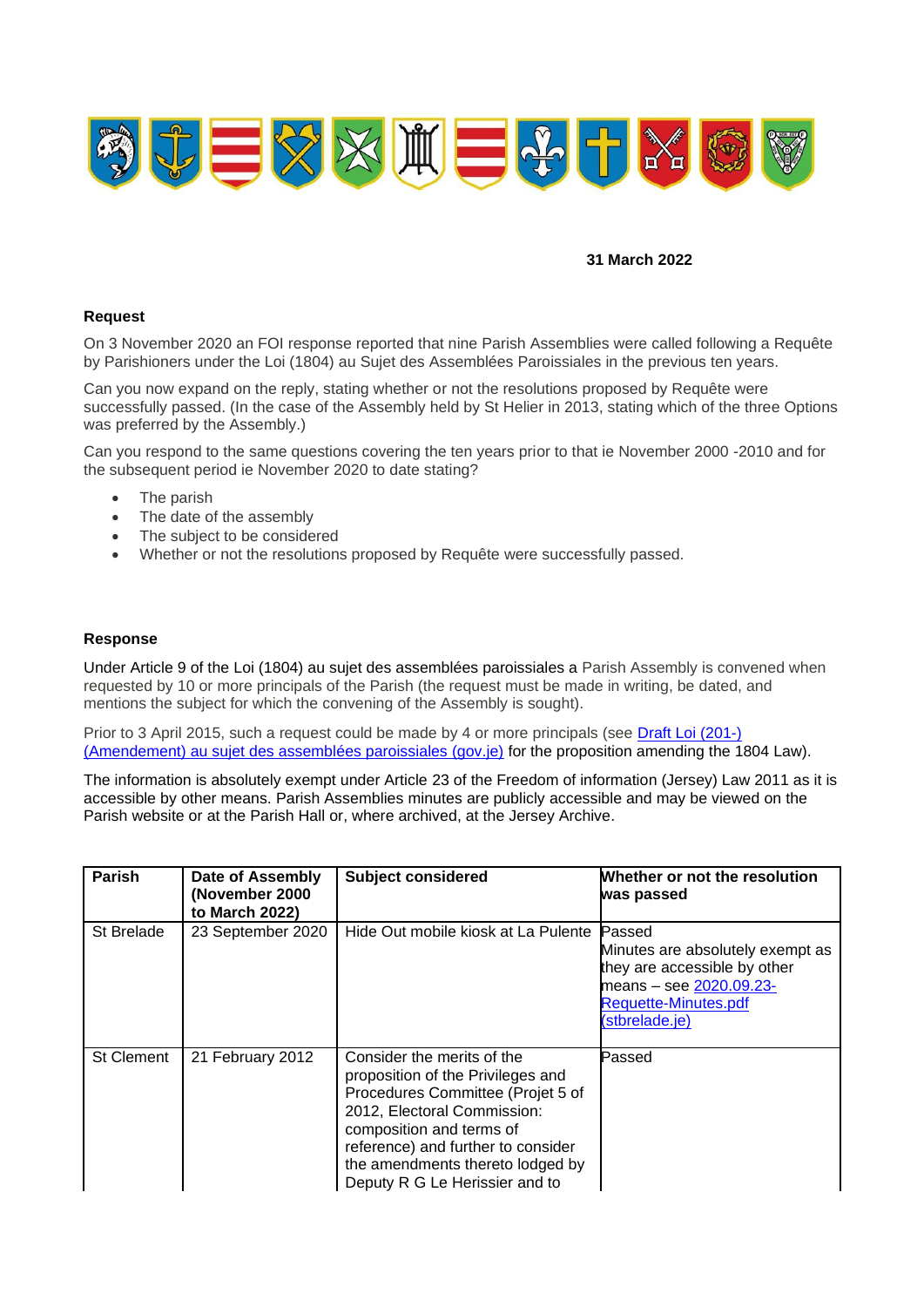31 March 2022

**Request**

On 3 November 2020 an FOI response reported that nine Parish Assemblies were called following a Requête by Parishioners under the Loi (1804) au Sujet des Assemblées Paroissiales in the previous ten years.

Can you now expand on the reply, stating whether or not the resolutions proposed by Requête were successfully passed. (In the case of the Assembly held by St Helier in 2013, stating which of the three Options was preferred by the Assembly.)

Can you respond to the same questions covering the ten years prior to that ie November 2000 -2010 and for the subsequent period ie November 2020 to date stating?

- The parish
- The date of the assembly
- The subject to be considered
- Whether or not the resolutions proposed by Requête were successfully passed.

**Response**

Under Article 9 of the Loi (1804) au sujet des assemblées paroissiales a Parish Assembly is convened when requested by 10 or more principals of the Parish (the request must be made in writing, be dated, and mentions the subject for which the convening of the Assembly is sought).

Prior to 3 April 2015, such a request could be made by 4 or more principals (see [Draft Loi (201-) (Amendement) au sujet des assemblées paroissiales (gov.je)]() for the proposition amending the 1804 Law).

The information is absolutely exempt under Article 23 of the Freedom of information (Jersey) Law 2011 as it is accessible by other means. Parish Assemblies minutes are publicly accessible and may be viewed on the Parish website or at the Parish Hall or, where archived, at the Jersey Archive.

| Parish | Date of Assembly (November 2000 to March 2022) | Subject considered | Whether or not the resolution was passed |
|---|---|---|---|
| St Brelade | 23 September 2020 | Hide Out mobile kiosk at La Pulente | Passed<br>Minutes are absolutely exempt as they are accessible by other means – see [2020.09.23-Requette-Minutes.pdf (stbrelade.je)]() |
| St Clement | 21 February 2012 | Consider the merits of the proposition of the Privileges and Procedures Committee (Projet 5 of 2012, Electoral Commission: composition and terms of reference) and further to consider the amendments thereto lodged by Deputy R G Le Herissier and to | Passed |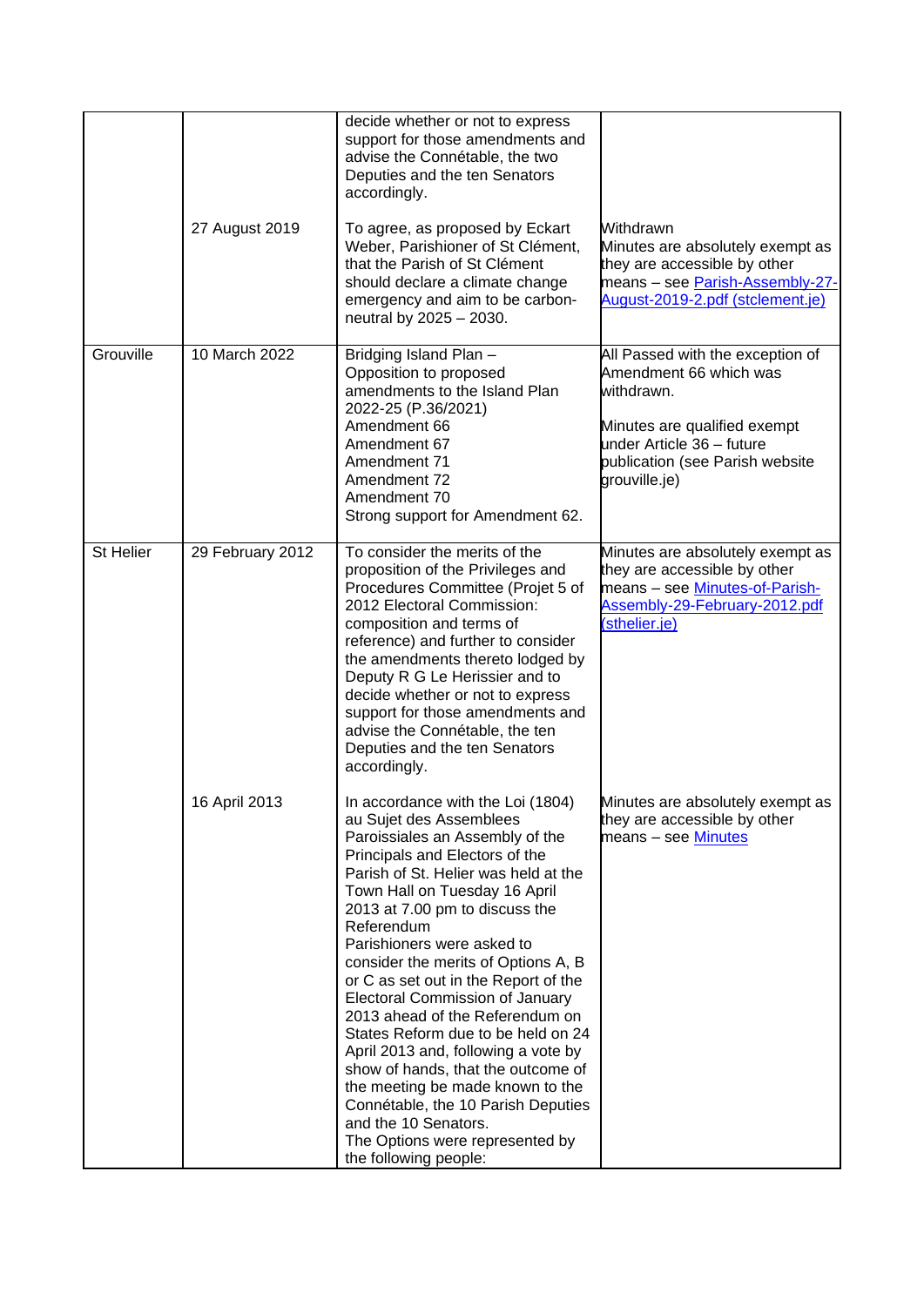| | | | |
|---|---|---|---|
| | | decide whether or not to express support for those amendments and advise the Connétable, the two Deputies and the ten Senators accordingly. | |
| | 27 August 2019 | To agree, as proposed by Eckart Weber, Parishioner of St Clément, that the Parish of St Clément should declare a climate change emergency and aim to be carbon-neutral by 2025 – 2030. | Withdrawn<br>Minutes are absolutely exempt as they are accessible by other means – see [Parish-Assembly-27-August-2019-2.pdf (stclement.je)]() |
| Grouville | 10 March 2022 | Bridging Island Plan –<br>Opposition to proposed amendments to the Island Plan 2022-25 (P.36/2021)<br>Amendment 66<br>Amendment 67<br>Amendment 71<br>Amendment 72<br>Amendment 70<br>Strong support for Amendment 62. | All Passed with the exception of Amendment 66 which was withdrawn.<br><br>Minutes are qualified exempt under Article 36 – future publication (see Parish website grouville.je) |
| St Helier | 29 February 2012 | To consider the merits of the proposition of the Privileges and Procedures Committee (Projet 5 of 2012 Electoral Commission: composition and terms of reference) and further to consider the amendments thereto lodged by Deputy R G Le Herissier and to decide whether or not to express support for those amendments and advise the Connétable, the ten Deputies and the ten Senators accordingly. | Minutes are absolutely exempt as they are accessible by other means – see [Minutes-of-Parish-Assembly-29-February-2012.pdf (sthelier.je)]() |
| | 16 April 2013 | In accordance with the Loi (1804) au Sujet des Assemblees Paroissiales an Assembly of the Principals and Electors of the Parish of St. Helier was held at the Town Hall on Tuesday 16 April 2013 at 7.00 pm to discuss the Referendum<br>Parishioners were asked to consider the merits of Options A, B or C as set out in the Report of the Electoral Commission of January 2013 ahead of the Referendum on States Reform due to be held on 24 April 2013 and, following a vote by show of hands, that the outcome of the meeting be made known to the Connétable, the 10 Parish Deputies and the 10 Senators.<br>The Options were represented by the following people: | Minutes are absolutely exempt as they are accessible by other means – see [Minutes]() |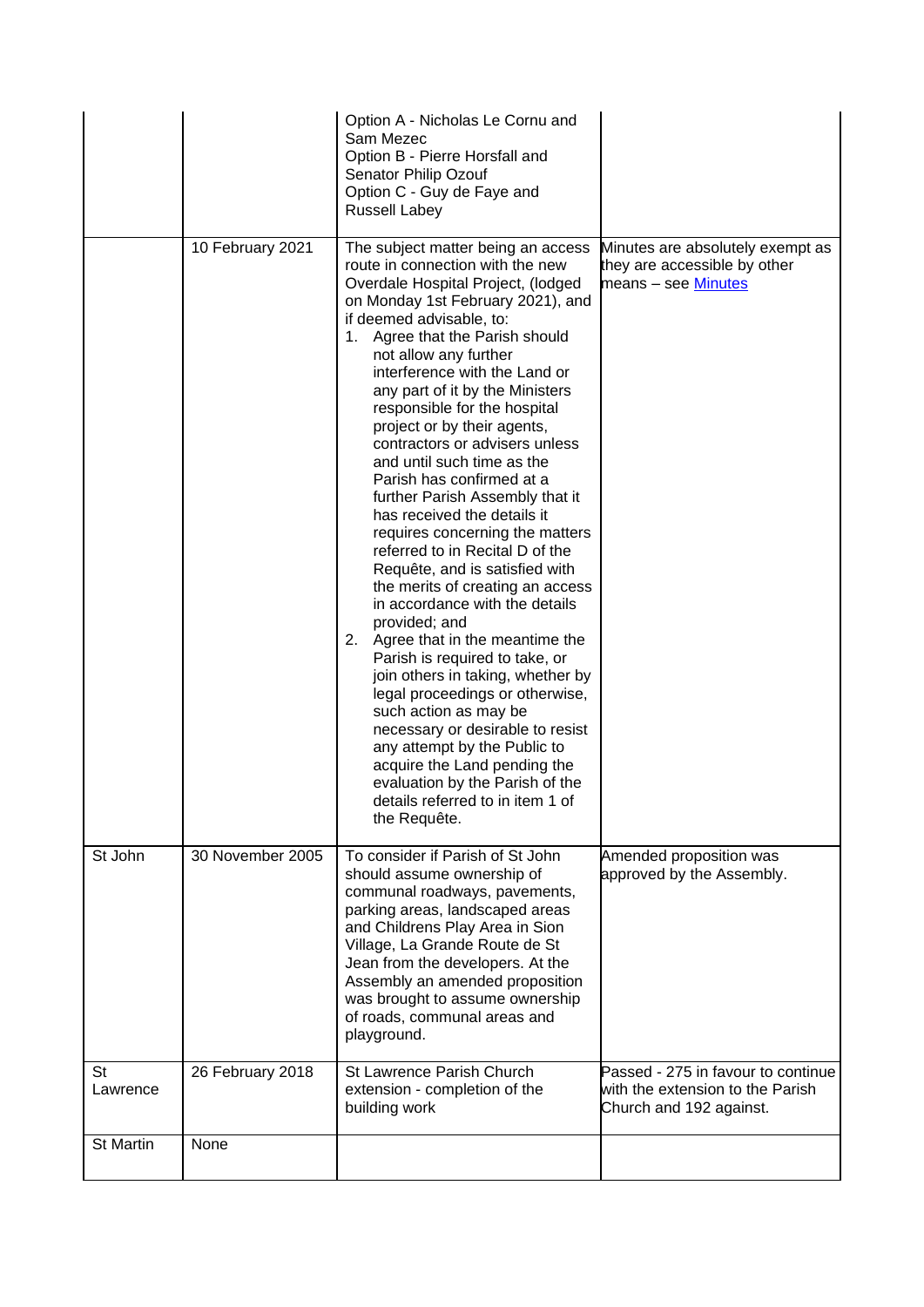| | | | |
|---|---|---|---|
| | | Option A - Nicholas Le Cornu and Sam Mezec<br>Option B - Pierre Horsfall and Senator Philip Ozouf<br>Option C - Guy de Faye and Russell Labey | |
| | 10 February 2021 | The subject matter being an access route in connection with the new Overdale Hospital Project, (lodged on Monday 1st February 2021), and if deemed advisable, to:<br>1. Agree that the Parish should not allow any further interference with the Land or any part of it by the Ministers responsible for the hospital project or by their agents, contractors or advisers unless and until such time as the Parish has confirmed at a further Parish Assembly that it has received the details it requires concerning the matters referred to in Recital D of the Requête, and is satisfied with the merits of creating an access in accordance with the details provided; and<br>2. Agree that in the meantime the Parish is required to take, or join others in taking, whether by legal proceedings or otherwise, such action as may be necessary or desirable to resist any attempt by the Public to acquire the Land pending the evaluation by the Parish of the details referred to in item 1 of the Requête. | Minutes are absolutely exempt as they are accessible by other means – see Minutes |
| St John | 30 November 2005 | To consider if Parish of St John should assume ownership of communal roadways, pavements, parking areas, landscaped areas and Childrens Play Area in Sion Village, La Grande Route de St Jean from the developers. At the Assembly an amended proposition was brought to assume ownership of roads, communal areas and playground. | Amended proposition was approved by the Assembly. |
| St Lawrence | 26 February 2018 | St Lawrence Parish Church extension - completion of the building work | Passed - 275 in favour to continue with the extension to the Parish Church and 192 against. |
| St Martin | None | | |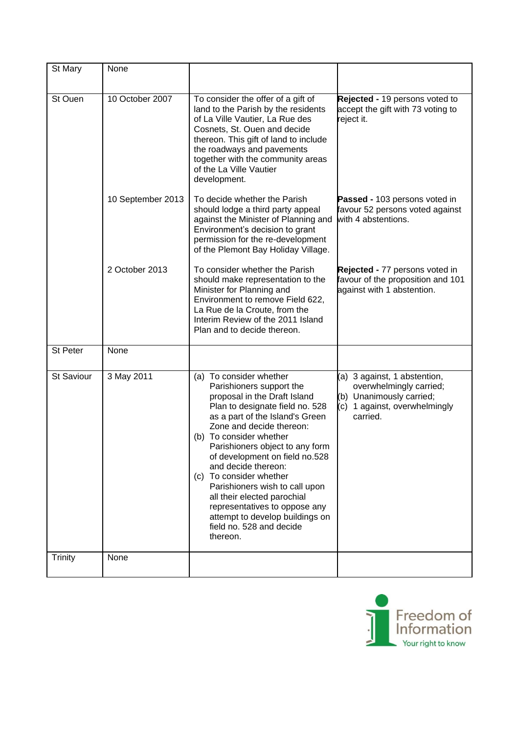| | | | |
|---|---|---|---|
| St Mary | None | | |
| St Ouen | 10 October 2007 | To consider the offer of a gift of land to the Parish by the residents of La Ville Vautier, La Rue des Cosnets, St. Ouen and decide thereon. This gift of land to include the roadways and pavements together with the community areas of the La Ville Vautier development. | **Rejected -** 19 persons voted to accept the gift with 73 voting to reject it. |
| | 10 September 2013 | To decide whether the Parish should lodge a third party appeal against the Minister of Planning and Environment's decision to grant permission for the re-development of the Plemont Bay Holiday Village. | **Passed -** 103 persons voted in favour 52 persons voted against with 4 abstentions. |
| | 2 October 2013 | To consider whether the Parish should make representation to the Minister for Planning and Environment to remove Field 622, La Rue de la Croute, from the Interim Review of the 2011 Island Plan and to decide thereon. | **Rejected -** 77 persons voted in favour of the proposition and 101 against with 1 abstention. |
| St Peter | None | | |
| St Saviour | 3 May 2011 | (a) To consider whether Parishioners support the proposal in the Draft Island Plan to designate field no. 528 as a part of the Island's Green Zone and decide thereon:<br>(b) To consider whether Parishioners object to any form of development on field no.528 and decide thereon:<br>(c) To consider whether Parishioners wish to call upon all their elected parochial representatives to oppose any attempt to develop buildings on field no. 528 and decide thereon. | (a) 3 against, 1 abstention, overwhelmingly carried;<br>(b) Unanimously carried;<br>(c) 1 against, overwhelmingly carried. |
| Trinity | None | | |

Freedom of Information
Your right to know